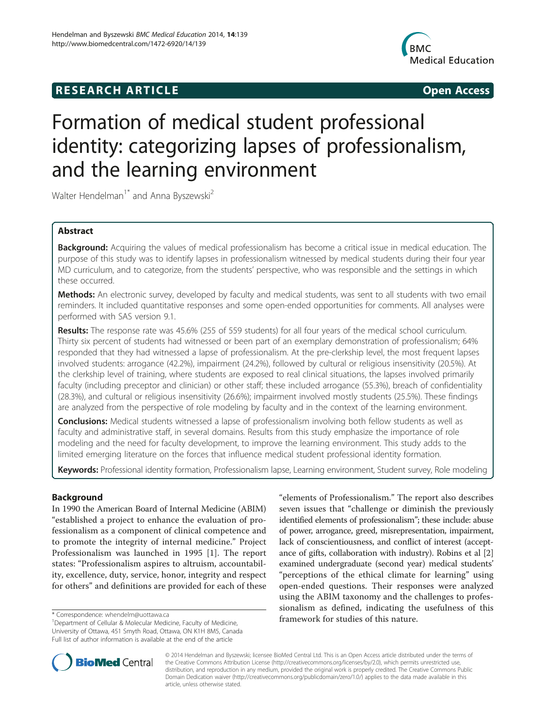RESEARCH ARTICLE

Open Access

# Formation of medical student professional identity: categorizing lapses of professionalism, and the learning environment

Walter Hendelman[1*] and Anna Byszewski[2]

## Abstract

**Background:** Acquiring the values of medical professionalism has become a critical issue in medical education. The purpose of this study was to identify lapses in professionalism witnessed by medical students during their four year MD curriculum, and to categorize, from the students' perspective, who was responsible and the settings in which these occurred.

**Methods:** An electronic survey, developed by faculty and medical students, was sent to all students with two email reminders. It included quantitative responses and some open-ended opportunities for comments. All analyses were performed with SAS version 9.1.

**Results:** The response rate was 45.6% (255 of 559 students) for all four years of the medical school curriculum. Thirty six percent of students had witnessed or been part of an exemplary demonstration of professionalism; 64% responded that they had witnessed a lapse of professionalism. At the pre-clerkship level, the most frequent lapses involved students: arrogance (42.2%), impairment (24.2%), followed by cultural or religious insensitivity (20.5%). At the clerkship level of training, where students are exposed to real clinical situations, the lapses involved primarily faculty (including preceptor and clinician) or other staff; these included arrogance (55.3%), breach of confidentiality (28.3%), and cultural or religious insensitivity (26.6%); impairment involved mostly students (25.5%). These findings are analyzed from the perspective of role modeling by faculty and in the context of the learning environment.

**Conclusions:** Medical students witnessed a lapse of professionalism involving both fellow students as well as faculty and administrative staff, in several domains. Results from this study emphasize the importance of role modeling and the need for faculty development, to improve the learning environment. This study adds to the limited emerging literature on the forces that influence medical student professional identity formation.

**Keywords:** Professional identity formation, Professionalism lapse, Learning environment, Student survey, Role modeling

## Background

In 1990 the American Board of Internal Medicine (ABIM) "established a project to enhance the evaluation of professionalism as a component of clinical competence and to promote the integrity of internal medicine." Project Professionalism was launched in 1995 [1]. The report states: "Professionalism aspires to altruism, accountability, excellence, duty, service, honor, integrity and respect for others" and definitions are provided for each of these "elements of Professionalism." The report also describes seven issues that "challenge or diminish the previously identified elements of professionalism"; these include: abuse of power, arrogance, greed, misrepresentation, impairment, lack of conscientiousness, and conflict of interest (acceptance of gifts, collaboration with industry). Robins et al [2] examined undergraduate (second year) medical students' "perceptions of the ethical climate for learning" using open-ended questions. Their responses were analyzed using the ABIM taxonomy and the challenges to professionalism as defined, indicating the usefulness of this framework for studies of this nature.

\* Correspondence: whendelm@uottawa.ca
[1]Department of Cellular & Molecular Medicine, Faculty of Medicine, University of Ottawa, 451 Smyth Road, Ottawa, ON K1H 8M5, Canada
Full list of author information is available at the end of the article

© 2014 Hendelman and Byszewski; licensee BioMed Central Ltd. This is an Open Access article distributed under the terms of the Creative Commons Attribution License (http://creativecommons.org/licenses/by/2.0), which permits unrestricted use, distribution, and reproduction in any medium, provided the original work is properly credited. The Creative Commons Public Domain Dedication waiver (http://creativecommons.org/publicdomain/zero/1.0/) applies to the data made available in this article, unless otherwise stated.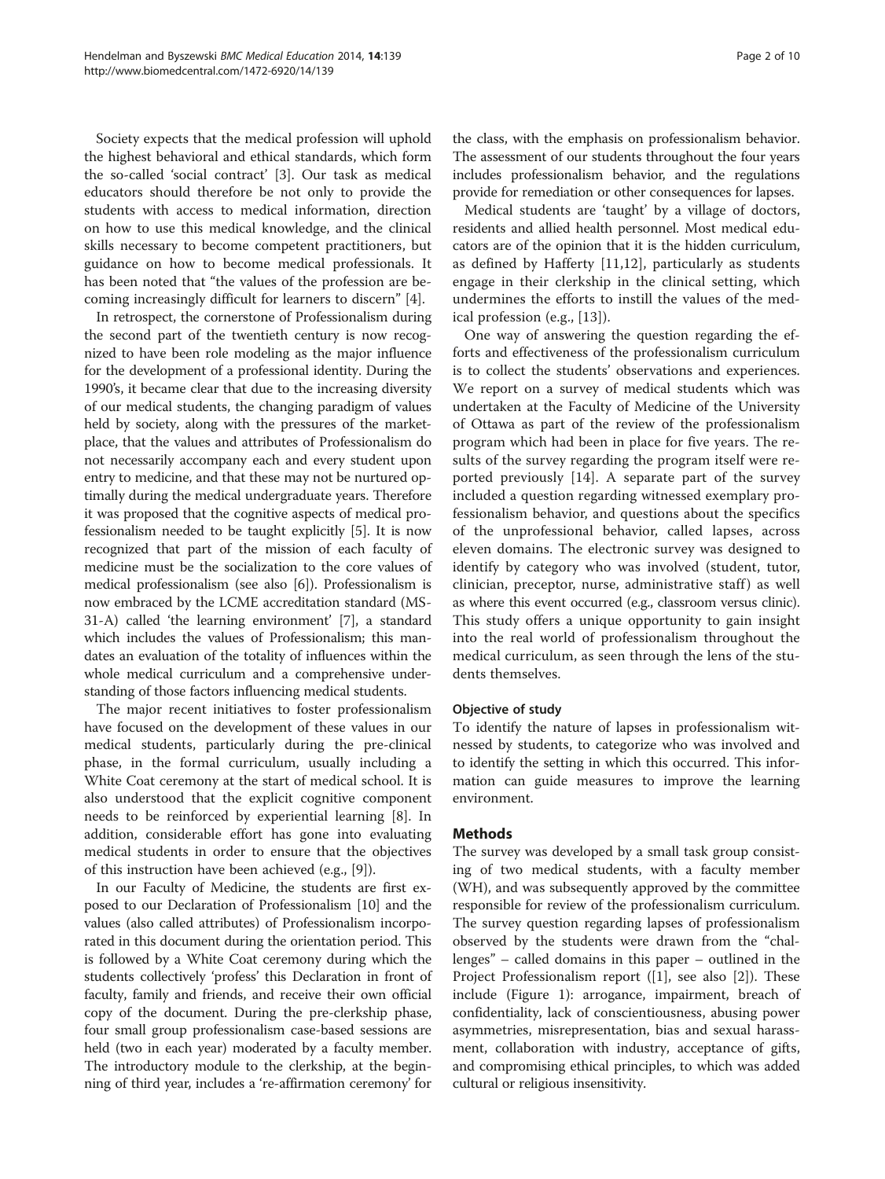Society expects that the medical profession will uphold the highest behavioral and ethical standards, which form the so-called 'social contract' [3]. Our task as medical educators should therefore be not only to provide the students with access to medical information, direction on how to use this medical knowledge, and the clinical skills necessary to become competent practitioners, but guidance on how to become medical professionals. It has been noted that "the values of the profession are becoming increasingly difficult for learners to discern" [4].

In retrospect, the cornerstone of Professionalism during the second part of the twentieth century is now recognized to have been role modeling as the major influence for the development of a professional identity. During the 1990's, it became clear that due to the increasing diversity of our medical students, the changing paradigm of values held by society, along with the pressures of the marketplace, that the values and attributes of Professionalism do not necessarily accompany each and every student upon entry to medicine, and that these may not be nurtured optimally during the medical undergraduate years. Therefore it was proposed that the cognitive aspects of medical professionalism needed to be taught explicitly [5]. It is now recognized that part of the mission of each faculty of medicine must be the socialization to the core values of medical professionalism (see also [6]). Professionalism is now embraced by the LCME accreditation standard (MS-31-A) called 'the learning environment' [7], a standard which includes the values of Professionalism; this mandates an evaluation of the totality of influences within the whole medical curriculum and a comprehensive understanding of those factors influencing medical students.

The major recent initiatives to foster professionalism have focused on the development of these values in our medical students, particularly during the pre-clinical phase, in the formal curriculum, usually including a White Coat ceremony at the start of medical school. It is also understood that the explicit cognitive component needs to be reinforced by experiential learning [8]. In addition, considerable effort has gone into evaluating medical students in order to ensure that the objectives of this instruction have been achieved (e.g., [9]).

In our Faculty of Medicine, the students are first exposed to our Declaration of Professionalism [10] and the values (also called attributes) of Professionalism incorporated in this document during the orientation period. This is followed by a White Coat ceremony during which the students collectively 'profess' this Declaration in front of faculty, family and friends, and receive their own official copy of the document. During the pre-clerkship phase, four small group professionalism case-based sessions are held (two in each year) moderated by a faculty member. The introductory module to the clerkship, at the beginning of third year, includes a 're-affirmation ceremony' for the class, with the emphasis on professionalism behavior. The assessment of our students throughout the four years includes professionalism behavior, and the regulations provide for remediation or other consequences for lapses.

Medical students are 'taught' by a village of doctors, residents and allied health personnel. Most medical educators are of the opinion that it is the hidden curriculum, as defined by Hafferty [11,12], particularly as students engage in their clerkship in the clinical setting, which undermines the efforts to instill the values of the medical profession (e.g., [13]).

One way of answering the question regarding the efforts and effectiveness of the professionalism curriculum is to collect the students' observations and experiences. We report on a survey of medical students which was undertaken at the Faculty of Medicine of the University of Ottawa as part of the review of the professionalism program which had been in place for five years. The results of the survey regarding the program itself were reported previously [14]. A separate part of the survey included a question regarding witnessed exemplary professionalism behavior, and questions about the specifics of the unprofessional behavior, called lapses, across eleven domains. The electronic survey was designed to identify by category who was involved (student, tutor, clinician, preceptor, nurse, administrative staff) as well as where this event occurred (e.g., classroom versus clinic). This study offers a unique opportunity to gain insight into the real world of professionalism throughout the medical curriculum, as seen through the lens of the students themselves.

### Objective of study

To identify the nature of lapses in professionalism witnessed by students, to categorize who was involved and to identify the setting in which this occurred. This information can guide measures to improve the learning environment.

## Methods

The survey was developed by a small task group consisting of two medical students, with a faculty member (WH), and was subsequently approved by the committee responsible for review of the professionalism curriculum. The survey question regarding lapses of professionalism observed by the students were drawn from the "challenges" – called domains in this paper – outlined in the Project Professionalism report ([1], see also [2]). These include (Figure 1): arrogance, impairment, breach of confidentiality, lack of conscientiousness, abusing power asymmetries, misrepresentation, bias and sexual harassment, collaboration with industry, acceptance of gifts, and compromising ethical principles, to which was added cultural or religious insensitivity.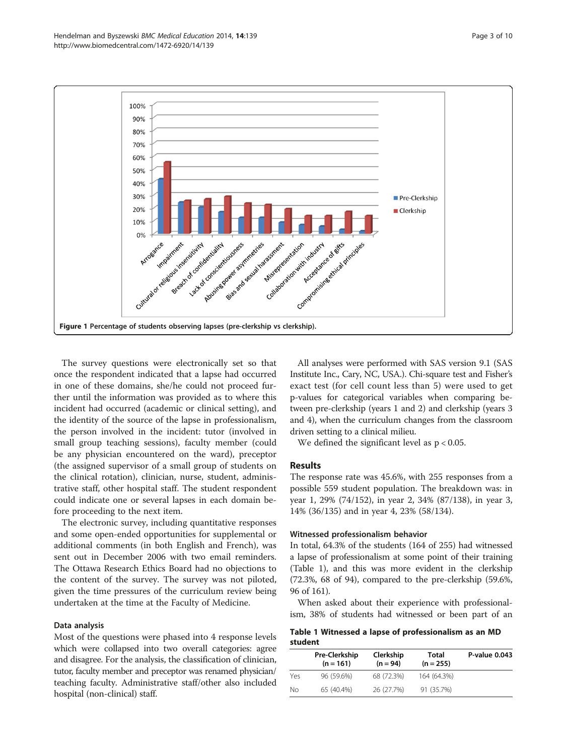Figure 1 Percentage of students observing lapses (pre-clerkship vs clerkship).

The survey questions were electronically set so that once the respondent indicated that a lapse had occurred in one of these domains, she/he could not proceed further until the information was provided as to where this incident had occurred (academic or clinical setting), and the identity of the source of the lapse in professionalism, the person involved in the incident: tutor (involved in small group teaching sessions), faculty member (could be any physician encountered on the ward), preceptor (the assigned supervisor of a small group of students on the clinical rotation), clinician, nurse, student, administrative staff, other hospital staff. The student respondent could indicate one or several lapses in each domain before proceeding to the next item.

The electronic survey, including quantitative responses and some open-ended opportunities for supplemental or additional comments (in both English and French), was sent out in December 2006 with two email reminders. The Ottawa Research Ethics Board had no objections to the content of the survey. The survey was not piloted, given the time pressures of the curriculum review being undertaken at the time at the Faculty of Medicine.

### Data analysis

Most of the questions were phased into 4 response levels which were collapsed into two overall categories: agree and disagree. For the analysis, the classification of clinician, tutor, faculty member and preceptor was renamed physician/teaching faculty. Administrative staff/other also included hospital (non-clinical) staff.

All analyses were performed with SAS version 9.1 (SAS Institute Inc., Cary, NC, USA.). Chi-square test and Fisher's exact test (for cell count less than 5) were used to get p-values for categorical variables when comparing between pre-clerkship (years 1 and 2) and clerkship (years 3 and 4), when the curriculum changes from the classroom driven setting to a clinical milieu.

We defined the significant level as $p < 0.05$.

## Results

The response rate was 45.6%, with 255 responses from a possible 559 student population. The breakdown was: in year 1, 29% (74/152), in year 2, 34% (87/138), in year 3, 14% (36/135) and in year 4, 23% (58/134).

### Witnessed professionalism behavior

In total, 64.3% of the students (164 of 255) had witnessed a lapse of professionalism at some point of their training (Table 1), and this was more evident in the clerkship (72.3%, 68 of 94), compared to the pre-clerkship (59.6%, 96 of 161).

When asked about their experience with professionalism, 38% of students had witnessed or been part of an

**Table 1 Witnessed a lapse of professionalism as an MD student**

| | Pre-Clerkship (n = 161) | Clerkship (n = 94) | Total (n = 255) | P-value 0.043 |
|---|---|---|---|---|
| Yes | 96 (59.6%) | 68 (72.3%) | 164 (64.3%) | |
| No | 65 (40.4%) | 26 (27.7%) | 91 (35.7%) | |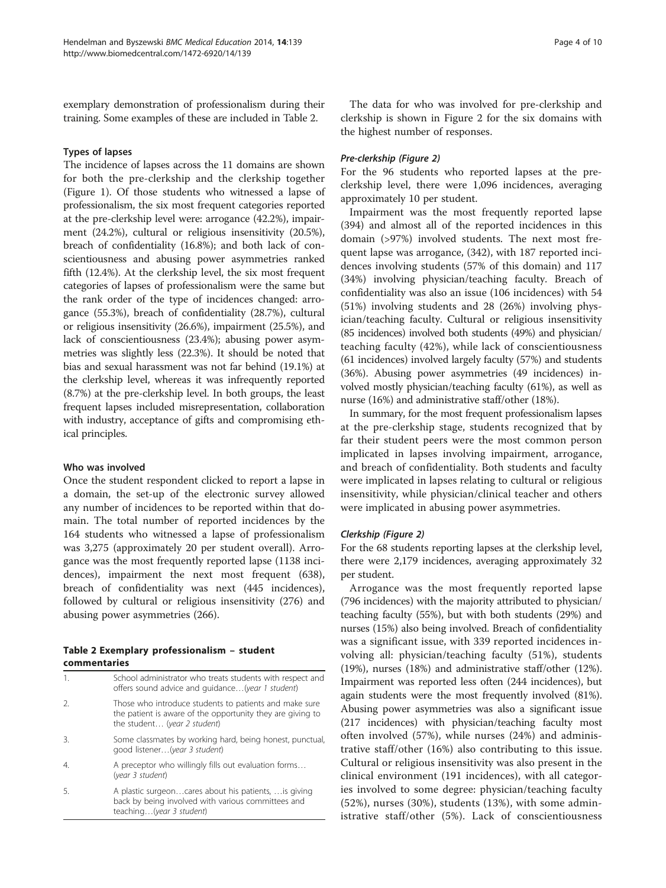exemplary demonstration of professionalism during their training. Some examples of these are included in Table 2.

### Types of lapses

The incidence of lapses across the 11 domains are shown for both the pre-clerkship and the clerkship together (Figure 1). Of those students who witnessed a lapse of professionalism, the six most frequent categories reported at the pre-clerkship level were: arrogance (42.2%), impairment (24.2%), cultural or religious insensitivity (20.5%), breach of confidentiality (16.8%); and both lack of conscientiousness and abusing power asymmetries ranked fifth (12.4%). At the clerkship level, the six most frequent categories of lapses of professionalism were the same but the rank order of the type of incidences changed: arrogance (55.3%), breach of confidentiality (28.7%), cultural or religious insensitivity (26.6%), impairment (25.5%), and lack of conscientiousness (23.4%); abusing power asymmetries was slightly less (22.3%). It should be noted that bias and sexual harassment was not far behind (19.1%) at the clerkship level, whereas it was infrequently reported (8.7%) at the pre-clerkship level. In both groups, the least frequent lapses included misrepresentation, collaboration with industry, acceptance of gifts and compromising ethical principles.

### Who was involved

Once the student respondent clicked to report a lapse in a domain, the set-up of the electronic survey allowed any number of incidences to be reported within that domain. The total number of reported incidences by the 164 students who witnessed a lapse of professionalism was 3,275 (approximately 20 per student overall). Arrogance was the most frequently reported lapse (1138 incidences), impairment the next most frequent (638), breach of confidentiality was next (445 incidences), followed by cultural or religious insensitivity (276) and abusing power asymmetries (266).

**Table 2 Exemplary professionalism – student commentaries**

| | |
|---|---|
| 1. | School administrator who treats students with respect and offers sound advice and guidance…(*year 1 student*) |
| 2. | Those who introduce students to patients and make sure the patient is aware of the opportunity they are giving to the student… (*year 2 student*) |
| 3. | Some classmates by working hard, being honest, punctual, good listener…(*year 3 student*) |
| 4. | A preceptor who willingly fills out evaluation forms… (*year 3 student*) |
| 5. | A plastic surgeon…cares about his patients, …is giving back by being involved with various committees and teaching…(*year 3 student*) |

The data for who was involved for pre-clerkship and clerkship is shown in Figure 2 for the six domains with the highest number of responses.

#### *Pre-clerkship (Figure 2)*

For the 96 students who reported lapses at the pre-clerkship level, there were 1,096 incidences, averaging approximately 10 per student.

Impairment was the most frequently reported lapse (394) and almost all of the reported incidences in this domain (>97%) involved students. The next most frequent lapse was arrogance, (342), with 187 reported incidences involving students (57% of this domain) and 117 (34%) involving physician/teaching faculty. Breach of confidentiality was also an issue (106 incidences) with 54 (51%) involving students and 28 (26%) involving physician/teaching faculty. Cultural or religious insensitivity (85 incidences) involved both students (49%) and physician/teaching faculty (42%), while lack of conscientiousness (61 incidences) involved largely faculty (57%) and students (36%). Abusing power asymmetries (49 incidences) involved mostly physician/teaching faculty (61%), as well as nurse (16%) and administrative staff/other (18%).

In summary, for the most frequent professionalism lapses at the pre-clerkship stage, students recognized that by far their student peers were the most common person implicated in lapses involving impairment, arrogance, and breach of confidentiality. Both students and faculty were implicated in lapses relating to cultural or religious insensitivity, while physician/clinical teacher and others were implicated in abusing power asymmetries.

#### *Clerkship (Figure 2)*

For the 68 students reporting lapses at the clerkship level, there were 2,179 incidences, averaging approximately 32 per student.

Arrogance was the most frequently reported lapse (796 incidences) with the majority attributed to physician/teaching faculty (55%), but with both students (29%) and nurses (15%) also being involved. Breach of confidentiality was a significant issue, with 339 reported incidences involving all: physician/teaching faculty (51%), students (19%), nurses (18%) and administrative staff/other (12%). Impairment was reported less often (244 incidences), but again students were the most frequently involved (81%). Abusing power asymmetries was also a significant issue (217 incidences) with physician/teaching faculty most often involved (57%), while nurses (24%) and administrative staff/other (16%) also contributing to this issue. Cultural or religious insensitivity was also present in the clinical environment (191 incidences), with all categories involved to some degree: physician/teaching faculty (52%), nurses (30%), students (13%), with some administrative staff/other (5%). Lack of conscientiousness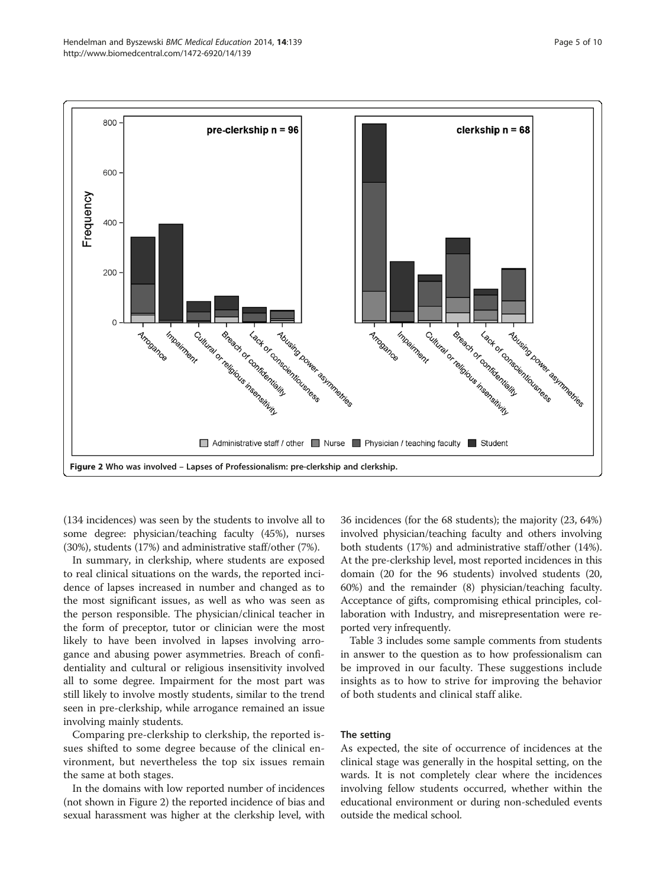Figure 2 Who was involved – Lapses of Professionalism: pre-clerkship and clerkship.

(134 incidences) was seen by the students to involve all to some degree: physician/teaching faculty (45%), nurses (30%), students (17%) and administrative staff/other (7%).

In summary, in clerkship, where students are exposed to real clinical situations on the wards, the reported incidence of lapses increased in number and changed as to the most significant issues, as well as who was seen as the person responsible. The physician/clinical teacher in the form of preceptor, tutor or clinician were the most likely to have been involved in lapses involving arrogance and abusing power asymmetries. Breach of confidentiality and cultural or religious insensitivity involved all to some degree. Impairment for the most part was still likely to involve mostly students, similar to the trend seen in pre-clerkship, while arrogance remained an issue involving mainly students.

Comparing pre-clerkship to clerkship, the reported issues shifted to some degree because of the clinical environment, but nevertheless the top six issues remain the same at both stages.

In the domains with low reported number of incidences (not shown in Figure 2) the reported incidence of bias and sexual harassment was higher at the clerkship level, with 36 incidences (for the 68 students); the majority (23, 64%) involved physician/teaching faculty and others involving both students (17%) and administrative staff/other (14%). At the pre-clerkship level, most reported incidences in this domain (20 for the 96 students) involved students (20, 60%) and the remainder (8) physician/teaching faculty. Acceptance of gifts, compromising ethical principles, collaboration with Industry, and misrepresentation were reported very infrequently.

Table 3 includes some sample comments from students in answer to the question as to how professionalism can be improved in our faculty. These suggestions include insights as to how to strive for improving the behavior of both students and clinical staff alike.

### The setting

As expected, the site of occurrence of incidences at the clinical stage was generally in the hospital setting, on the wards. It is not completely clear where the incidences involving fellow students occurred, whether within the educational environment or during non-scheduled events outside the medical school.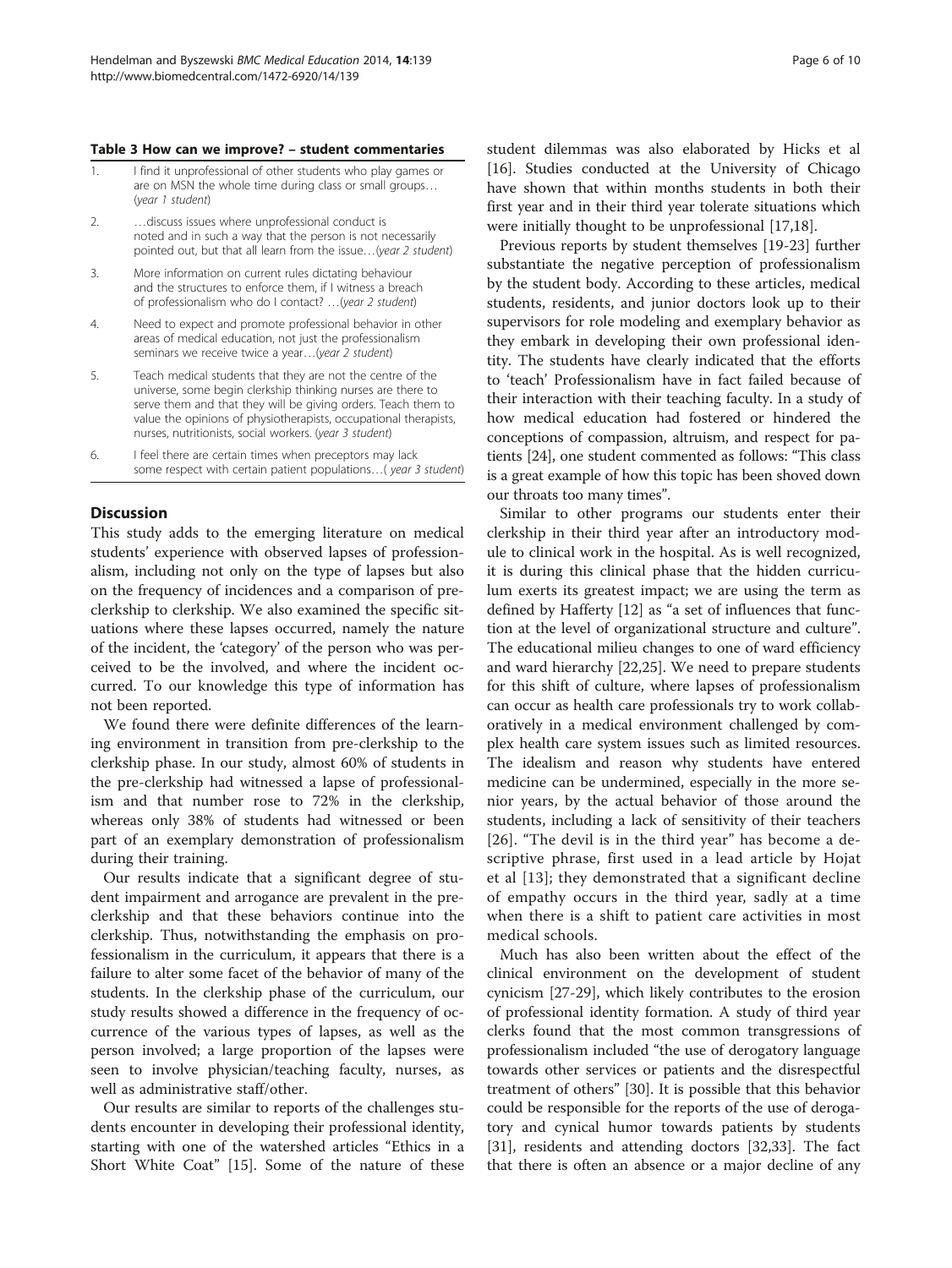**Table 3 How can we improve? – student commentaries**

| | |
|---|---|
| 1. | I find it unprofessional of other students who play games or are on MSN the whole time during class or small groups… (*year 1 student*) |
| 2. | …discuss issues where unprofessional conduct is noted and in such a way that the person is not necessarily pointed out, but that all learn from the issue…(*year 2 student*) |
| 3. | More information on current rules dictating behaviour and the structures to enforce them, if I witness a breach of professionalism who do I contact? …(*year 2 student*) |
| 4. | Need to expect and promote professional behavior in other areas of medical education, not just the professionalism seminars we receive twice a year…(*year 2 student*) |
| 5. | Teach medical students that they are not the centre of the universe, some begin clerkship thinking nurses are there to serve them and that they will be giving orders. Teach them to value the opinions of physiotherapists, occupational therapists, nurses, nutritionists, social workers. (*year 3 student*) |
| 6. | I feel there are certain times when preceptors may lack some respect with certain patient populations…( *year 3 student*) |

## Discussion

This study adds to the emerging literature on medical students' experience with observed lapses of professionalism, including not only on the type of lapses but also on the frequency of incidences and a comparison of pre-clerkship to clerkship. We also examined the specific situations where these lapses occurred, namely the nature of the incident, the 'category' of the person who was perceived to be the involved, and where the incident occurred. To our knowledge this type of information has not been reported.

We found there were definite differences of the learning environment in transition from pre-clerkship to the clerkship phase. In our study, almost 60% of students in the pre-clerkship had witnessed a lapse of professionalism and that number rose to 72% in the clerkship, whereas only 38% of students had witnessed or been part of an exemplary demonstration of professionalism during their training.

Our results indicate that a significant degree of student impairment and arrogance are prevalent in the pre-clerkship and that these behaviors continue into the clerkship. Thus, notwithstanding the emphasis on professionalism in the curriculum, it appears that there is a failure to alter some facet of the behavior of many of the students. In the clerkship phase of the curriculum, our study results showed a difference in the frequency of occurrence of the various types of lapses, as well as the person involved; a large proportion of the lapses were seen to involve physician/teaching faculty, nurses, as well as administrative staff/other.

Our results are similar to reports of the challenges students encounter in developing their professional identity, starting with one of the watershed articles "Ethics in a Short White Coat" [15]. Some of the nature of these student dilemmas was also elaborated by Hicks et al [16]. Studies conducted at the University of Chicago have shown that within months students in both their first year and in their third year tolerate situations which were initially thought to be unprofessional [17,18].

Previous reports by student themselves [19-23] further substantiate the negative perception of professionalism by the student body. According to these articles, medical students, residents, and junior doctors look up to their supervisors for role modeling and exemplary behavior as they embark in developing their own professional identity. The students have clearly indicated that the efforts to 'teach' Professionalism have in fact failed because of their interaction with their teaching faculty. In a study of how medical education had fostered or hindered the conceptions of compassion, altruism, and respect for patients [24], one student commented as follows: "This class is a great example of how this topic has been shoved down our throats too many times".

Similar to other programs our students enter their clerkship in their third year after an introductory module to clinical work in the hospital. As is well recognized, it is during this clinical phase that the hidden curriculum exerts its greatest impact; we are using the term as defined by Hafferty [12] as "a set of influences that function at the level of organizational structure and culture". The educational milieu changes to one of ward efficiency and ward hierarchy [22,25]. We need to prepare students for this shift of culture, where lapses of professionalism can occur as health care professionals try to work collaboratively in a medical environment challenged by complex health care system issues such as limited resources. The idealism and reason why students have entered medicine can be undermined, especially in the more senior years, by the actual behavior of those around the students, including a lack of sensitivity of their teachers [26]. "The devil is in the third year" has become a descriptive phrase, first used in a lead article by Hojat et al [13]; they demonstrated that a significant decline of empathy occurs in the third year, sadly at a time when there is a shift to patient care activities in most medical schools.

Much has also been written about the effect of the clinical environment on the development of student cynicism [27-29], which likely contributes to the erosion of professional identity formation. A study of third year clerks found that the most common transgressions of professionalism included "the use of derogatory language towards other services or patients and the disrespectful treatment of others" [30]. It is possible that this behavior could be responsible for the reports of the use of derogatory and cynical humor towards patients by students [31], residents and attending doctors [32,33]. The fact that there is often an absence or a major decline of any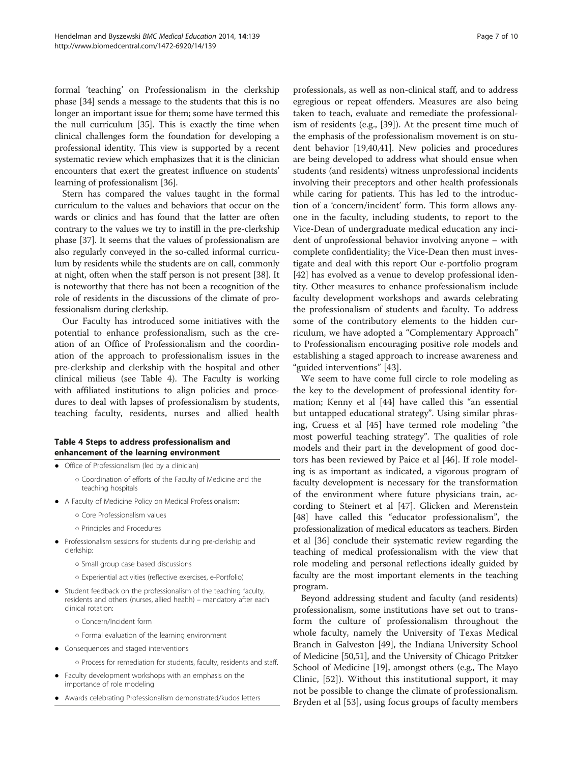formal 'teaching' on Professionalism in the clerkship phase [34] sends a message to the students that this is no longer an important issue for them; some have termed this the null curriculum [35]. This is exactly the time when clinical challenges form the foundation for developing a professional identity. This view is supported by a recent systematic review which emphasizes that it is the clinician encounters that exert the greatest influence on students' learning of professionalism [36].

Stern has compared the values taught in the formal curriculum to the values and behaviors that occur on the wards or clinics and has found that the latter are often contrary to the values we try to instill in the pre-clerkship phase [37]. It seems that the values of professionalism are also regularly conveyed in the so-called informal curriculum by residents while the students are on call, commonly at night, often when the staff person is not present [38]. It is noteworthy that there has not been a recognition of the role of residents in the discussions of the climate of professionalism during clerkship.

Our Faculty has introduced some initiatives with the potential to enhance professionalism, such as the creation of an Office of Professionalism and the coordination of the approach to professionalism issues in the pre-clerkship and clerkship with the hospital and other clinical milieus (see Table 4). The Faculty is working with affiliated institutions to align policies and procedures to deal with lapses of professionalism by students, teaching faculty, residents, nurses and allied health professionals, as well as non-clinical staff, and to address egregious or repeat offenders. Measures are also being taken to teach, evaluate and remediate the professionalism of residents (e.g., [39]). At the present time much of the emphasis of the professionalism movement is on student behavior [19,40,41]. New policies and procedures are being developed to address what should ensue when students (and residents) witness unprofessional incidents involving their preceptors and other health professionals while caring for patients. This has led to the introduction of a 'concern/incident' form. This form allows anyone in the faculty, including students, to report to the Vice-Dean of undergraduate medical education any incident of unprofessional behavior involving anyone – with complete confidentiality; the Vice-Dean then must investigate and deal with this report Our e-portfolio program [42] has evolved as a venue to develop professional identity. Other measures to enhance professionalism include faculty development workshops and awards celebrating the professionalism of students and faculty. To address some of the contributory elements to the hidden curriculum, we have adopted a "Complementary Approach" to Professionalism encouraging positive role models and establishing a staged approach to increase awareness and "guided interventions" [43].

**Table 4 Steps to address professionalism and enhancement of the learning environment**

- Office of Professionalism (led by a clinician)
  - Coordination of efforts of the Faculty of Medicine and the teaching hospitals
- A Faculty of Medicine Policy on Medical Professionalism:
  - Core Professionalism values
  - Principles and Procedures
- Professionalism sessions for students during pre-clerkship and clerkship:
  - Small group case based discussions
  - Experiential activities (reflective exercises, e-Portfolio)
- Student feedback on the professionalism of the teaching faculty, residents and others (nurses, allied health) – mandatory after each clinical rotation:
  - Concern/Incident form
  - Formal evaluation of the learning environment
- Consequences and staged interventions
  - Process for remediation for students, faculty, residents and staff.
- Faculty development workshops with an emphasis on the importance of role modeling
- Awards celebrating Professionalism demonstrated/kudos letters

We seem to have come full circle to role modeling as the key to the development of professional identity formation; Kenny et al [44] have called this "an essential but untapped educational strategy". Using similar phrasing, Cruess et al [45] have termed role modeling "the most powerful teaching strategy". The qualities of role models and their part in the development of good doctors has been reviewed by Paice et al [46]. If role modeling is as important as indicated, a vigorous program of faculty development is necessary for the transformation of the environment where future physicians train, according to Steinert et al [47]. Glicken and Merenstein [48] have called this "educator professionalism", the professionalization of medical educators as teachers. Birden et al [36] conclude their systematic review regarding the teaching of medical professionalism with the view that role modeling and personal reflections ideally guided by faculty are the most important elements in the teaching program.

Beyond addressing student and faculty (and residents) professionalism, some institutions have set out to transform the culture of professionalism throughout the whole faculty, namely the University of Texas Medical Branch in Galveston [49], the Indiana University School of Medicine [50,51], and the University of Chicago Pritzker School of Medicine [19], amongst others (e.g., The Mayo Clinic, [52]). Without this institutional support, it may not be possible to change the climate of professionalism. Bryden et al [53], using focus groups of faculty members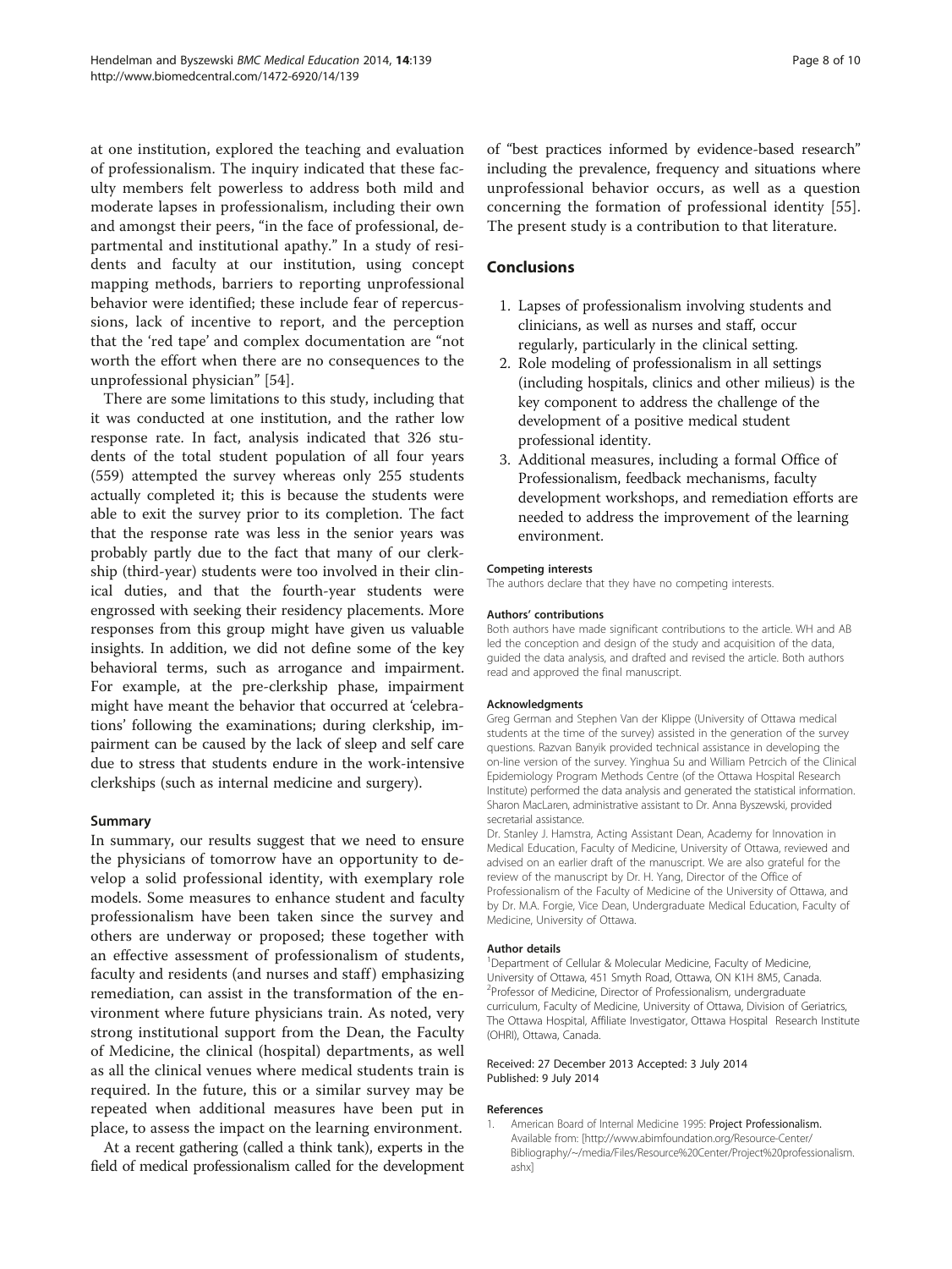at one institution, explored the teaching and evaluation of professionalism. The inquiry indicated that these faculty members felt powerless to address both mild and moderate lapses in professionalism, including their own and amongst their peers, "in the face of professional, departmental and institutional apathy." In a study of residents and faculty at our institution, using concept mapping methods, barriers to reporting unprofessional behavior were identified; these include fear of repercussions, lack of incentive to report, and the perception that the 'red tape' and complex documentation are "not worth the effort when there are no consequences to the unprofessional physician" [54].

There are some limitations to this study, including that it was conducted at one institution, and the rather low response rate. In fact, analysis indicated that 326 students of the total student population of all four years (559) attempted the survey whereas only 255 students actually completed it; this is because the students were able to exit the survey prior to its completion. The fact that the response rate was less in the senior years was probably partly due to the fact that many of our clerkship (third-year) students were too involved in their clinical duties, and that the fourth-year students were engrossed with seeking their residency placements. More responses from this group might have given us valuable insights. In addition, we did not define some of the key behavioral terms, such as arrogance and impairment. For example, at the pre-clerkship phase, impairment might have meant the behavior that occurred at 'celebrations' following the examinations; during clerkship, impairment can be caused by the lack of sleep and self care due to stress that students endure in the work-intensive clerkships (such as internal medicine and surgery).

### Summary

In summary, our results suggest that we need to ensure the physicians of tomorrow have an opportunity to develop a solid professional identity, with exemplary role models. Some measures to enhance student and faculty professionalism have been taken since the survey and others are underway or proposed; these together with an effective assessment of professionalism of students, faculty and residents (and nurses and staff) emphasizing remediation, can assist in the transformation of the environment where future physicians train. As noted, very strong institutional support from the Dean, the Faculty of Medicine, the clinical (hospital) departments, as well as all the clinical venues where medical students train is required. In the future, this or a similar survey may be repeated when additional measures have been put in place, to assess the impact on the learning environment.

At a recent gathering (called a think tank), experts in the field of medical professionalism called for the development of "best practices informed by evidence-based research" including the prevalence, frequency and situations where unprofessional behavior occurs, as well as a question concerning the formation of professional identity [55]. The present study is a contribution to that literature.

## Conclusions

1. Lapses of professionalism involving students and clinicians, as well as nurses and staff, occur regularly, particularly in the clinical setting.
2. Role modeling of professionalism in all settings (including hospitals, clinics and other milieus) is the key component to address the challenge of the development of a positive medical student professional identity.
3. Additional measures, including a formal Office of Professionalism, feedback mechanisms, faculty development workshops, and remediation efforts are needed to address the improvement of the learning environment.

#### Competing interests
The authors declare that they have no competing interests.

#### Authors' contributions
Both authors have made significant contributions to the article. WH and AB led the conception and design of the study and acquisition of the data, guided the data analysis, and drafted and revised the article. Both authors read and approved the final manuscript.

#### Acknowledgments
Greg German and Stephen Van der Klippe (University of Ottawa medical students at the time of the survey) assisted in the generation of the survey questions. Razvan Banyik provided technical assistance in developing the on-line version of the survey. Yinghua Su and William Petrcich of the Clinical Epidemiology Program Methods Centre (of the Ottawa Hospital Research Institute) performed the data analysis and generated the statistical information. Sharon MacLaren, administrative assistant to Dr. Anna Byszewski, provided secretarial assistance.

Dr. Stanley J. Hamstra, Acting Assistant Dean, Academy for Innovation in Medical Education, Faculty of Medicine, University of Ottawa, reviewed and advised on an earlier draft of the manuscript. We are also grateful for the review of the manuscript by Dr. H. Yang, Director of the Office of Professionalism of the Faculty of Medicine of the University of Ottawa, and by Dr. M.A. Forgie, Vice Dean, Undergraduate Medical Education, Faculty of Medicine, University of Ottawa.

#### Author details
[1]Department of Cellular & Molecular Medicine, Faculty of Medicine, University of Ottawa, 451 Smyth Road, Ottawa, ON K1H 8M5, Canada. [2]Professor of Medicine, Director of Professionalism, undergraduate curriculum, Faculty of Medicine, University of Ottawa, Division of Geriatrics, The Ottawa Hospital, Affiliate Investigator, Ottawa Hospital Research Institute (OHRI), Ottawa, Canada.

Received: 27 December 2013 Accepted: 3 July 2014
Published: 9 July 2014

#### References

1. American Board of Internal Medicine 1995: **Project Professionalism.** Available from: [http://www.abimfoundation.org/Resource-Center/Bibliography/~/media/Files/Resource%20Center/Project%20professionalism.ashx]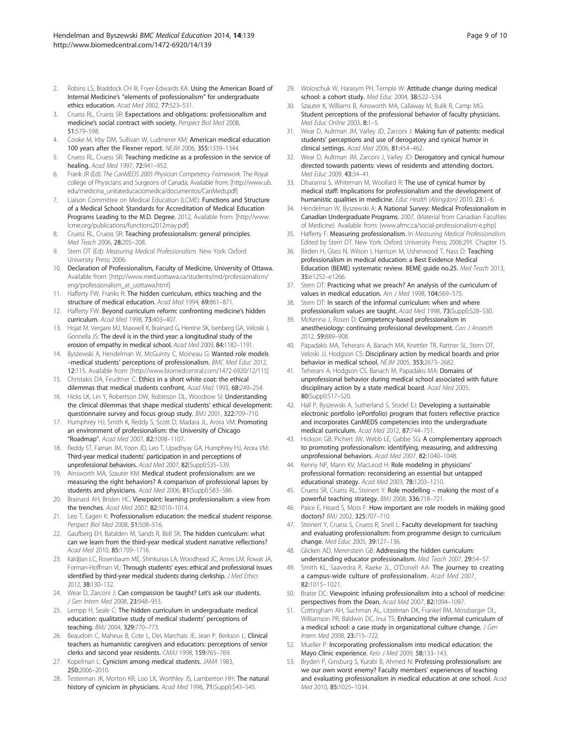2. Robins LS, Braddock CH III, Fryer-Edwards KA: **Using the American Board of Internal Medicine's "elements of professionalism" for undergraduate ethics education.** *Acad Med* 2002, **77:**523–531.
3. Cruess RL, Cruess SR: **Expectations and obligations: professionalism and medicine's social contract with society.** *Perspect Biol Med* 2008, **51:**579–598.
4. Cooke M, Irby DM, Sullivan W, Ludmerer KM: **American medical education 100 years after the Flexner report.** *NEJM* 2006, **355:**1339–1344.
5. Cruess RL, Cruess SR: **Teaching medicine as a profession in the service of healing.** *Acad Med* 1997, **72:**941–952.
6. Frank JR (Ed): *The CanMEDS 2005 Physician Competency Framework.* The Royal college of Physicians and Surgeons of Canada; Available from: [http://www.ub.edu/medicina_unitateducaciomedica/documentos/CanMeds.pdf]
7. Liaison Committee on Medical Education (LCME): **Functions and Structure of a Medical School: Standards for Accreditation of Medical Education Programs Leading to the M.D. Degree.** 2012, Available from: [http://www.lcme.org/publications/functions2012may.pdf]
8. Cruess RL, Cruess SR: **Teaching professionalism: general principles.** *Med Teach* 2006, **28:**205–208.
9. Stern DT (Ed): *Measuring Medical Professionalism.* New York: Oxford University Press; 2006.
10. **Declaration of Professionalism, Faculty of Medicine, University of Ottawa.** Available from: [http://www.med.uottawa.ca/students/md/professionalism/eng/professionalism_at_uottawa.html]
11. Hafferty FW, Franks R: **The hidden curriculum, ethics teaching and the structure of medical education.** *Acad Med* 1994, **69:**861–871.
12. Hafferty FW: **Beyond curriculum reform: confronting medicine's hidden curriculum.** *Acad Med* 1998, **73:**403–407.
13. Hojat M, Vergare MJ, Maxwell K, Brainard G, Herrine SK, Isenberg GA, Veloski J, Gonnella JS: **The devil is in the third year: a longitudinal study of the erosion of empathy in medical school.** *Acad Med* 2009, **84:**1182–1191.
14. Byszewski A, Hendelman W, McGuinty C, Moineau G: **Wanted role models –medical students' perceptions of professionalism.** *BMC Med Educ* 2012, **12:**115. Available from: [http://www.biomedcentral.com/1472-6920/12/115]
15. Christakis DA, Feudtner C: **Ethics in a short white coat: the ethical dilemmas that medical students confront.** *Acad Med* 1993, **68:**249–254.
16. Hicks LK, Lin Y, Robertson DW, Robinson DL, Woodrow SI: **Understanding the clinical dilemmas that shape medical students' ethical development: questionnaire survey and focus group study.** *BMJ* 2001, **322:**709–710.
17. Humphrey HJ, Smith K, Reddy S, Scott D, Madara JL, Arora VM: **Promoting an environment of professionalism: the University of Chicago "Roadmap".** *Acad Med* 2007, **82:**1098–1107.
18. Reddy ST, Farnan JM, Yoon JD, Leo T, Upadhyay GA, Humphrey HJ, Arora VM: **Third-year medical students' participation in and perceptions of unprofessional behaviors.** *Acad Med* 2007, **82**(Suppl):S35–S39.
19. Ainsworth MA, Szauter KM: **Medical student professionalism: are we measuring the right behaviors? A comparison of professional lapses by students and physicians.** *Acad Med* 2006, **81**(Suppl):S83–S86.
20. Brainard AH, Brislen HC: **Viewpoint: learning professionalism: a view from the trenches.** *Acad Med* 2007, **82:**1010–1014.
21. Leo T, Eagen K: **Professionalism education: the medical student response.** *Perspect Biol Med* 2008, **51:**508–516.
22. Gaufberg EH, Batalden M, Sands R, Bell SK: **The hidden curriculum: what can we learn from the third-year medical student narrative reflections?** *Acad Med* 2010, **85:**1709–1716.
23. Kaldjian LC, Rosenbaum ME, Shinkunas LA, Woodhead JC, Antes LM, Rowat JA, Forman-Hoffman VL: **Through students' eyes: ethical and professional issues identified by third-year medical students during clerkship.** *J Med Ethics* 2012, **38:**130–132.
24. Wear D, Zarconi J: **Can compassion be taught? Let's ask our students.** *J Gen Intern Med* 2008, **23:**948–953.
25. Lempp H, Seale C: **The hidden curriculum in undergraduate medical education: qualitative study of medical students' perceptions of teaching.** *BMJ* 2004, **329:**770–773.
26. Beaudoin C, Maheux B, Cote L, Des Marchais JE, Jean P, Berkson L: **Clinical teachers as humanistic caregivers and educators: perceptions of senior clerks and second year residents.** *CMAJ* 1998, **159:**765–769.
27. Kopelman L: **Cynicism among medical students.** *JAMA* 1983, **250:**2006–2010.
28. Testerman JK, Morton KR, Loo LK, Worthley JS, Lamberton HH: **The natural history of cynicism in physicians.** *Acad Med* 1996, **71**(Suppl):S43–S45.
29. Woloschuk W, Harasym PH, Temple W: **Attitude change during medical school: a cohort study.** *Med Educ* 2004, **38:**522–534.
30. Szauter K, Williams B, Ainsworth MA, Callaway M, Bulik R, Camp MG: **Student perceptions of the professional behavior of faculty physicians.** *Med Educ Online* 2003, **8:**1–5.
31. Wear D, Aultman JM, Varley JD, Zarconi J: **Making fun of patients: medical students' perceptions and use of derogatory and cynical humor in clinical settings.** *Acad Med* 2006, **81:**454–462.
32. Wear D, Aultman JM, Zarconi J, Varley JD: **Derogatory and cynical humour directed towards patients: views of residents and attending doctors.** *Med Educ* 2009, **43:**34–41.
33. Dharamsi S, Whiteman M, Woollard R: **The use of cynical humor by medical staff: Implications for professionalism and the development of humanistic qualities in medicine.** *Educ Health (Abingdon)* 2010, **23:**1–6.
34. Hendelman W, Byszewski A: **A National Survey: Medical Professionalism in Canadian Undergraduate Programs.** 2007, (Material from Canadian Faculties of Medicine). Available from: [www.afmc.ca/social-professionalism-e.php]
35. Hafferty F: **Measuring professionalism.** In *Measuring Medical Professionalism.* Edited by Stern DT. New York: Oxford University Press; 2006:291. Chapter 15.
36. Birden H, Glass N, Wilson I, Harrison M, Usherwood T, Nass D: **Teaching professionalism in medical education: a Best Evidence Medical Education (BEME) systematic review. BEME guide no.25.** *Med Teach* 2013, **35:**e1252–e1266.
37. Stern DT: **Practicing what we preach? An analysis of the curriculum of values in medical education.** *Am J Med* 1998, **104:**569–575.
38. Stern DT: **In search of the informal curriculum: when and where professionalism values are taught.** *Acad Med* 1998, **73**(Suppl):S28–S30.
39. McKenna J, Rosen D: **Competency-based professionalism in anesthesiology: continuing professional development.** *Can J Anaesth* 2012, **59:**889–908.
40. Papadakis MA, Teherani A, Banach MA, Knettler TR, Rattner SL, Stern DT, Veloski JJ, Hodgson CS: **Disciplinary action by medical boards and prior behavior in medical school.** *NEJM* 2005, **353:**2673–2682.
41. Teherani A, Hodgson CS, Banach M, Papadakis MA: **Domains of unprofessional behavior during medical school associated with future disciplinary action by a state medical board.** *Acad Med* 2005, **80**(Suppl):S17–S20.
42. Hall P, Byszewski A, Sutherland S, Stodel EJ: **Developing a sustainable electronic portfolio (ePortfolio) program that fosters reflective practice and incorporates CanMEDS competencies into the undergraduate medical curriculum.** *Acad Med* 2012, **87:**744–751.
43. Hickson GB, Pichert JW, Webb LE, Gabbe SG: **A complementary approach to promoting professionalism: identifying, measuring, and addressing unprofessional behaviors.** *Acad Med* 2007, **82:**1040–1048.
44. Kenny NP, Mann KV, MacLeod H: **Role modeling in physicians' professional formation: reconsidering an essential but untapped educational strategy.** *Acad Med* 2003, **78:**1203–1210.
45. Cruess SR, Cruess RL, Steinert Y: **Role modelling – making the most of a powerful teaching strategy.** *BMJ* 2008, **336:**718–721.
46. Paice E, Heard S, Moss F: **How important are role models in making good doctors?** *BMJ* 2002, **325:**707–710.
47. Steinert Y, Cruess S, Cruess R, Snell L: **Faculty development for teaching and evaluating professionalism: from programme design to curriculum change.** *Med Educ* 2005, **39:**127–136.
48. Glicken AD, Merenstein GB: **Addressing the hidden curriculum: understanding educator professionalism.** *Med Teach* 2007, **29:**54–57.
49. Smith KL, Saavedra R, Raeke JL, O'Donell AA: **The journey to creating a campus-wide culture of professionalism.** *Acad Med* 2007, **82:**1015–1021.
50. Brater DC: **Viewpoint: infusing professionalism into a school of medicine: perspectives from the Dean.** *Acad Med* 2007, **82:**1094–1097.
51. Cottingham AH, Suchman AL, Litzelman DK, Frankel RM, Mossbarger DL, Williamson PR, Baldwin DC, Inui TS: **Enhancing the informal curriculum of a medical school: a case study in organizational culture change.** *J Gen Intern Med* 2008, **23:**715–722.
52. Mueller P: **Incorporating professionalism into medical education: the Mayo Clinic experience.** *Keio J Med* 2009, **58:**133–143.
53. Bryden P, Ginsburg S, Kurabi B, Ahmed N: **Professing professionalism: are we our own worst enemy? Faculty members' experiences of teaching and evaluating professionalism in medical education at one school.** *Acad Med* 2010, **85:**1025–1034.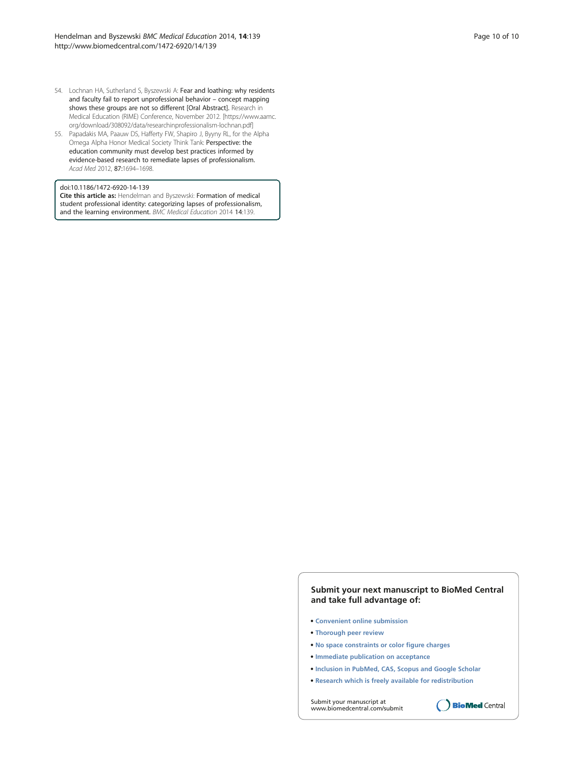54. Lochnan HA, Sutherland S, Byszewski A: **Fear and loathing: why residents and faculty fail to report unprofessional behavior – concept mapping shows these groups are not so different [Oral Abstract].** Research in Medical Education (RIME) Conference, November 2012. [https://www.aamc.org/download/308092/data/researchinprofessionalism-lochnan.pdf]
55. Papadakis MA, Paauw DS, Hafferty FW, Shapiro J, Byyny RL, for the Alpha Omega Alpha Honor Medical Society Think Tank: **Perspective: the education community must develop best practices informed by evidence-based research to remediate lapses of professionalism.** *Acad Med* 2012, **87:**1694–1698.

doi:10.1186/1472-6920-14-139
**Cite this article as:** Hendelman and Byszewski: **Formation of medical student professional identity: categorizing lapses of professionalism, and the learning environment.** *BMC Medical Education* 2014 **14**:139.

**Submit your next manuscript to BioMed Central and take full advantage of:**

- **Convenient online submission**
- **Thorough peer review**
- **No space constraints or color figure charges**
- **Immediate publication on acceptance**
- **Inclusion in PubMed, CAS, Scopus and Google Scholar**
- **Research which is freely available for redistribution**

Submit your manuscript at
www.biomedcentral.com/submit

BioMed Central